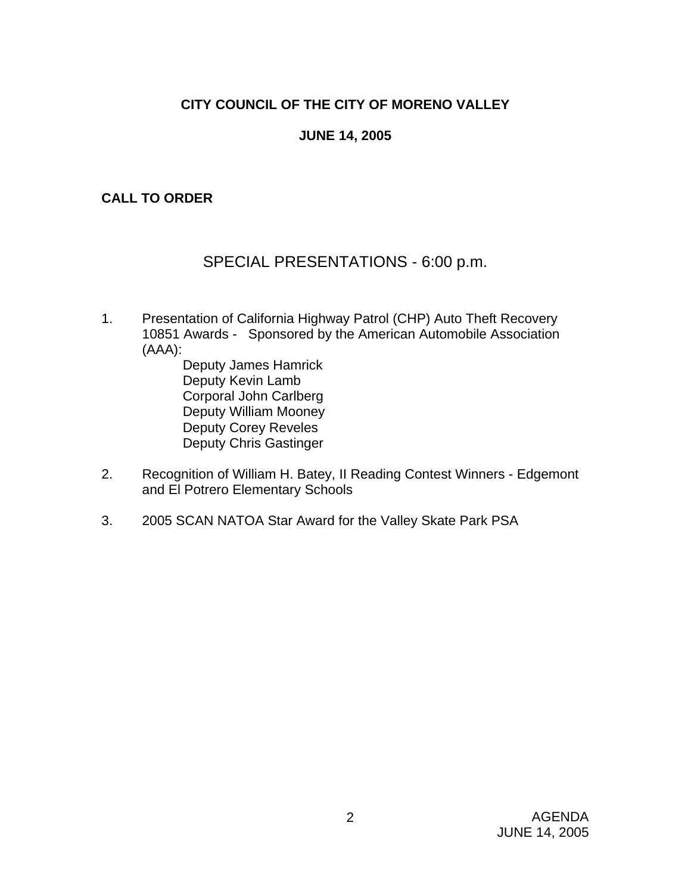# CITY COUNCIL OF THE CITY OF MORENO VALLEY

## JUNE 14, 2005

**CALL TO ORDER**

## SPECIAL PRESENTATIONS - 6:00 p.m.

1. Presentation of California Highway Patrol (CHP) Auto Theft Recovery 10851 Awards - Sponsored by the American Automobile Association (AAA):
   - Deputy James Hamrick
   - Deputy Kevin Lamb
   - Corporal John Carlberg
   - Deputy William Mooney
   - Deputy Corey Reveles
   - Deputy Chris Gastinger

2. Recognition of William H. Batey, II Reading Contest Winners - Edgemont and El Potrero Elementary Schools

3. 2005 SCAN NATOA Star Award for the Valley Skate Park PSA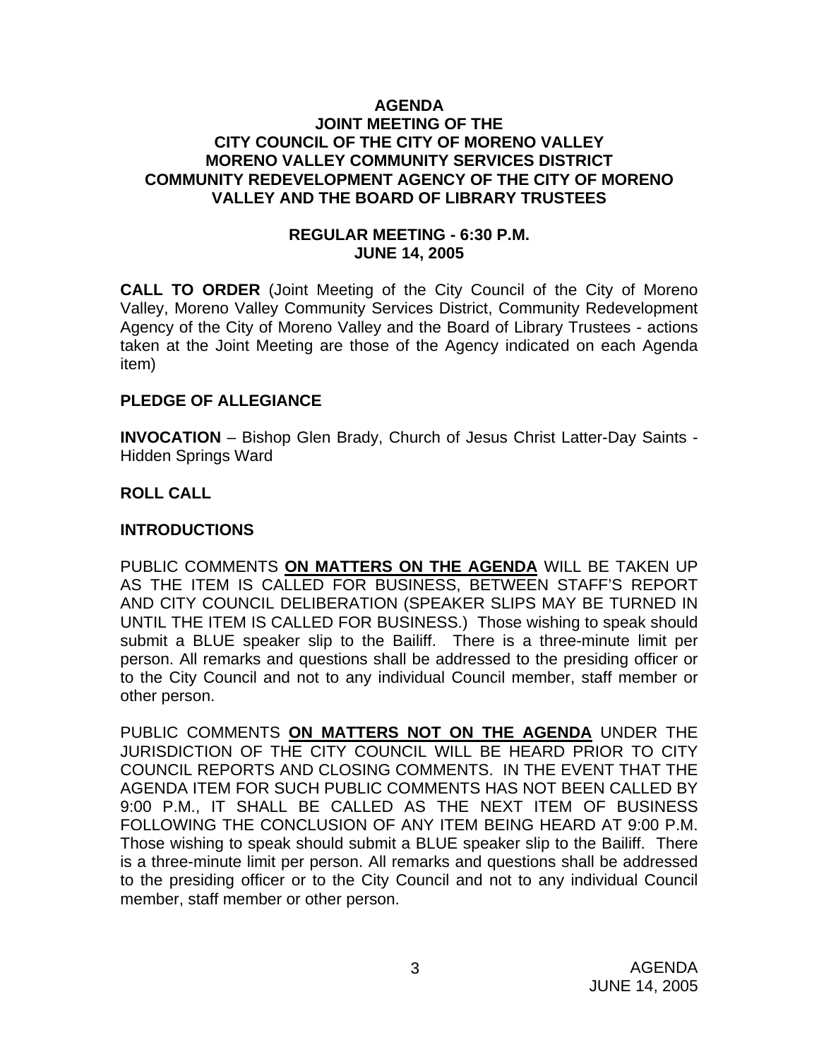**AGENDA**
**JOINT MEETING OF THE**
**CITY COUNCIL OF THE CITY OF MORENO VALLEY**
**MORENO VALLEY COMMUNITY SERVICES DISTRICT**
**COMMUNITY REDEVELOPMENT AGENCY OF THE CITY OF MORENO VALLEY AND THE BOARD OF LIBRARY TRUSTEES**

**REGULAR MEETING - 6:30 P.M.**
**JUNE 14, 2005**

**CALL TO ORDER** (Joint Meeting of the City Council of the City of Moreno Valley, Moreno Valley Community Services District, Community Redevelopment Agency of the City of Moreno Valley and the Board of Library Trustees - actions taken at the Joint Meeting are those of the Agency indicated on each Agenda item)

**PLEDGE OF ALLEGIANCE**

**INVOCATION** – Bishop Glen Brady, Church of Jesus Christ Latter-Day Saints - Hidden Springs Ward

**ROLL CALL**

**INTRODUCTIONS**

PUBLIC COMMENTS **ON MATTERS ON THE AGENDA** WILL BE TAKEN UP AS THE ITEM IS CALLED FOR BUSINESS, BETWEEN STAFF'S REPORT AND CITY COUNCIL DELIBERATION (SPEAKER SLIPS MAY BE TURNED IN UNTIL THE ITEM IS CALLED FOR BUSINESS.) Those wishing to speak should submit a BLUE speaker slip to the Bailiff. There is a three-minute limit per person. All remarks and questions shall be addressed to the presiding officer or to the City Council and not to any individual Council member, staff member or other person.

PUBLIC COMMENTS **ON MATTERS NOT ON THE AGENDA** UNDER THE JURISDICTION OF THE CITY COUNCIL WILL BE HEARD PRIOR TO CITY COUNCIL REPORTS AND CLOSING COMMENTS. IN THE EVENT THAT THE AGENDA ITEM FOR SUCH PUBLIC COMMENTS HAS NOT BEEN CALLED BY 9:00 P.M., IT SHALL BE CALLED AS THE NEXT ITEM OF BUSINESS FOLLOWING THE CONCLUSION OF ANY ITEM BEING HEARD AT 9:00 P.M. Those wishing to speak should submit a BLUE speaker slip to the Bailiff. There is a three-minute limit per person. All remarks and questions shall be addressed to the presiding officer or to the City Council and not to any individual Council member, staff member or other person.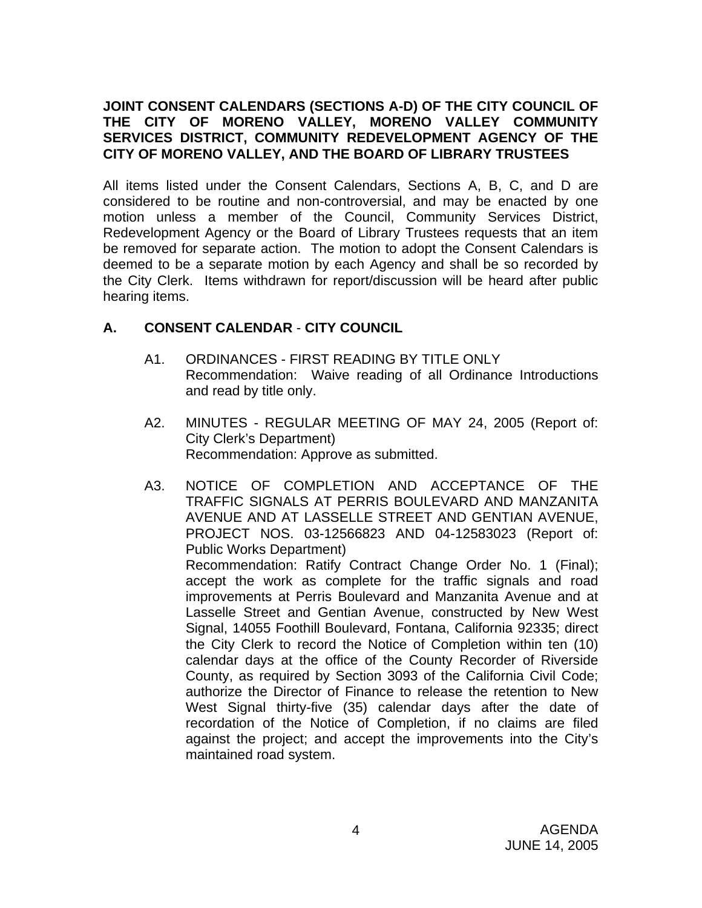**JOINT CONSENT CALENDARS (SECTIONS A-D) OF THE CITY COUNCIL OF THE CITY OF MORENO VALLEY, MORENO VALLEY COMMUNITY SERVICES DISTRICT, COMMUNITY REDEVELOPMENT AGENCY OF THE CITY OF MORENO VALLEY, AND THE BOARD OF LIBRARY TRUSTEES**

All items listed under the Consent Calendars, Sections A, B, C, and D are considered to be routine and non-controversial, and may be enacted by one motion unless a member of the Council, Community Services District, Redevelopment Agency or the Board of Library Trustees requests that an item be removed for separate action. The motion to adopt the Consent Calendars is deemed to be a separate motion by each Agency and shall be so recorded by the City Clerk. Items withdrawn for report/discussion will be heard after public hearing items.

## A. CONSENT CALENDAR - CITY COUNCIL

A1. ORDINANCES - FIRST READING BY TITLE ONLY
Recommendation: Waive reading of all Ordinance Introductions and read by title only.

A2. MINUTES - REGULAR MEETING OF MAY 24, 2005 (Report of: City Clerk's Department)
Recommendation: Approve as submitted.

A3. NOTICE OF COMPLETION AND ACCEPTANCE OF THE TRAFFIC SIGNALS AT PERRIS BOULEVARD AND MANZANITA AVENUE AND AT LASSELLE STREET AND GENTIAN AVENUE, PROJECT NOS. 03-12566823 AND 04-12583023 (Report of: Public Works Department)
Recommendation: Ratify Contract Change Order No. 1 (Final); accept the work as complete for the traffic signals and road improvements at Perris Boulevard and Manzanita Avenue and at Lasselle Street and Gentian Avenue, constructed by New West Signal, 14055 Foothill Boulevard, Fontana, California 92335; direct the City Clerk to record the Notice of Completion within ten (10) calendar days at the office of the County Recorder of Riverside County, as required by Section 3093 of the California Civil Code; authorize the Director of Finance to release the retention to New West Signal thirty-five (35) calendar days after the date of recordation of the Notice of Completion, if no claims are filed against the project; and accept the improvements into the City's maintained road system.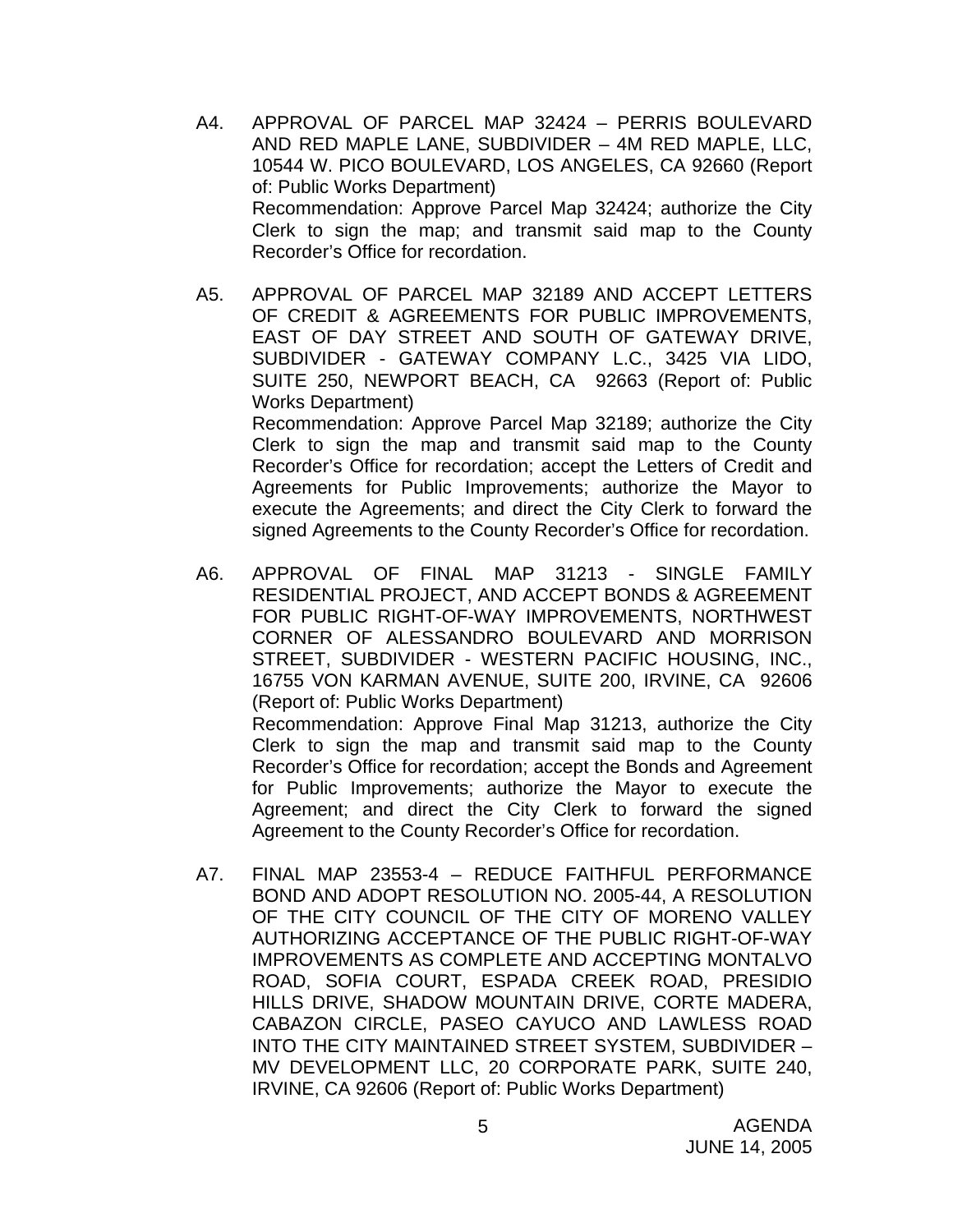A4. APPROVAL OF PARCEL MAP 32424 – PERRIS BOULEVARD AND RED MAPLE LANE, SUBDIVIDER – 4M RED MAPLE, LLC, 10544 W. PICO BOULEVARD, LOS ANGELES, CA 92660 (Report of: Public Works Department)

Recommendation: Approve Parcel Map 32424; authorize the City Clerk to sign the map; and transmit said map to the County Recorder's Office for recordation.

A5. APPROVAL OF PARCEL MAP 32189 AND ACCEPT LETTERS OF CREDIT & AGREEMENTS FOR PUBLIC IMPROVEMENTS, EAST OF DAY STREET AND SOUTH OF GATEWAY DRIVE, SUBDIVIDER - GATEWAY COMPANY L.C., 3425 VIA LIDO, SUITE 250, NEWPORT BEACH, CA 92663 (Report of: Public Works Department)

Recommendation: Approve Parcel Map 32189; authorize the City Clerk to sign the map and transmit said map to the County Recorder's Office for recordation; accept the Letters of Credit and Agreements for Public Improvements; authorize the Mayor to execute the Agreements; and direct the City Clerk to forward the signed Agreements to the County Recorder's Office for recordation.

A6. APPROVAL OF FINAL MAP 31213 - SINGLE FAMILY RESIDENTIAL PROJECT, AND ACCEPT BONDS & AGREEMENT FOR PUBLIC RIGHT-OF-WAY IMPROVEMENTS, NORTHWEST CORNER OF ALESSANDRO BOULEVARD AND MORRISON STREET, SUBDIVIDER - WESTERN PACIFIC HOUSING, INC., 16755 VON KARMAN AVENUE, SUITE 200, IRVINE, CA 92606 (Report of: Public Works Department)

Recommendation: Approve Final Map 31213, authorize the City Clerk to sign the map and transmit said map to the County Recorder's Office for recordation; accept the Bonds and Agreement for Public Improvements; authorize the Mayor to execute the Agreement; and direct the City Clerk to forward the signed Agreement to the County Recorder's Office for recordation.

A7. FINAL MAP 23553-4 – REDUCE FAITHFUL PERFORMANCE BOND AND ADOPT RESOLUTION NO. 2005-44, A RESOLUTION OF THE CITY COUNCIL OF THE CITY OF MORENO VALLEY AUTHORIZING ACCEPTANCE OF THE PUBLIC RIGHT-OF-WAY IMPROVEMENTS AS COMPLETE AND ACCEPTING MONTALVO ROAD, SOFIA COURT, ESPADA CREEK ROAD, PRESIDIO HILLS DRIVE, SHADOW MOUNTAIN DRIVE, CORTE MADERA, CABAZON CIRCLE, PASEO CAYUCO AND LAWLESS ROAD INTO THE CITY MAINTAINED STREET SYSTEM, SUBDIVIDER – MV DEVELOPMENT LLC, 20 CORPORATE PARK, SUITE 240, IRVINE, CA 92606 (Report of: Public Works Department)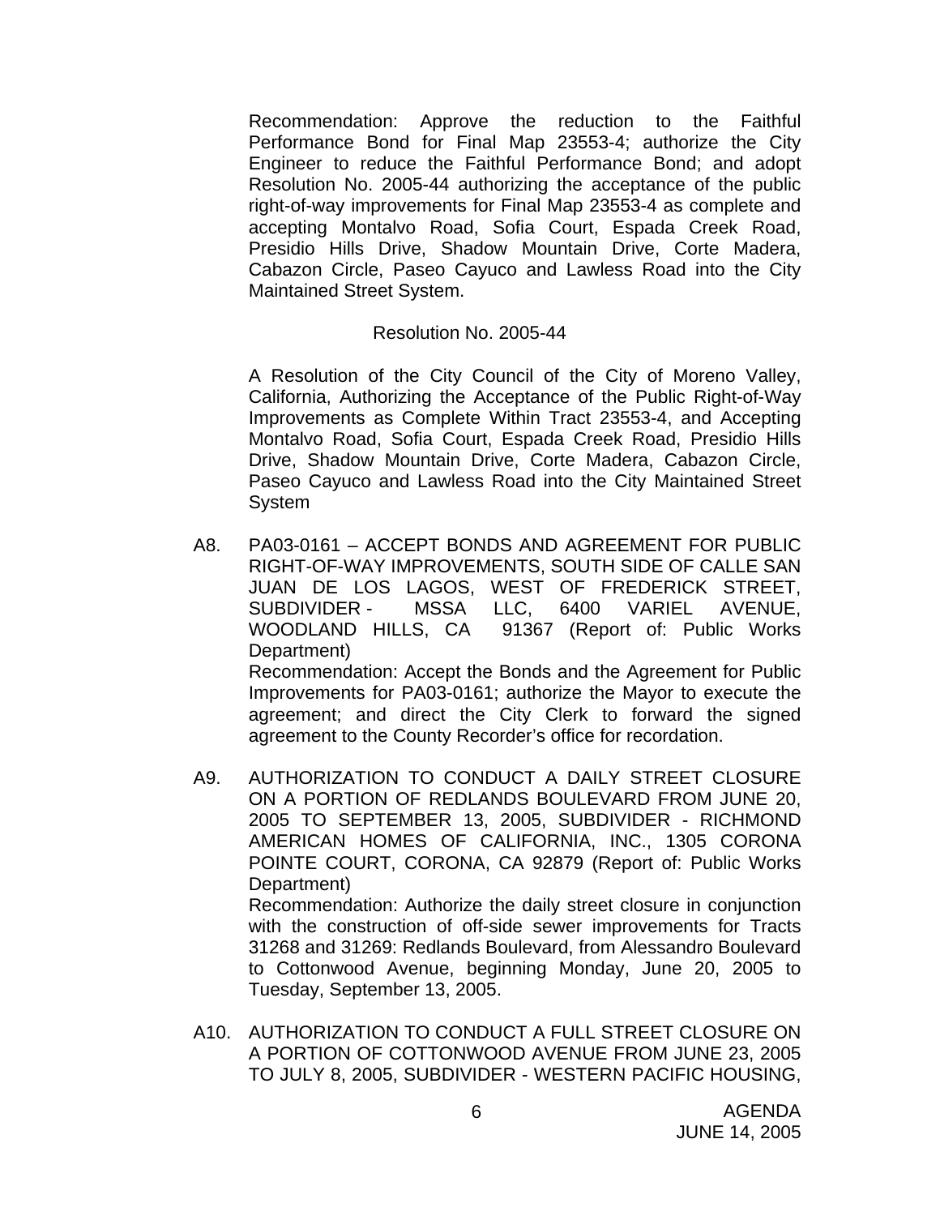Recommendation: Approve the reduction to the Faithful Performance Bond for Final Map 23553-4; authorize the City Engineer to reduce the Faithful Performance Bond; and adopt Resolution No. 2005-44 authorizing the acceptance of the public right-of-way improvements for Final Map 23553-4 as complete and accepting Montalvo Road, Sofia Court, Espada Creek Road, Presidio Hills Drive, Shadow Mountain Drive, Corte Madera, Cabazon Circle, Paseo Cayuco and Lawless Road into the City Maintained Street System.

Resolution No. 2005-44

A Resolution of the City Council of the City of Moreno Valley, California, Authorizing the Acceptance of the Public Right-of-Way Improvements as Complete Within Tract 23553-4, and Accepting Montalvo Road, Sofia Court, Espada Creek Road, Presidio Hills Drive, Shadow Mountain Drive, Corte Madera, Cabazon Circle, Paseo Cayuco and Lawless Road into the City Maintained Street System

A8. PA03-0161 – ACCEPT BONDS AND AGREEMENT FOR PUBLIC RIGHT-OF-WAY IMPROVEMENTS, SOUTH SIDE OF CALLE SAN JUAN DE LOS LAGOS, WEST OF FREDERICK STREET, SUBDIVIDER - MSSA LLC, 6400 VARIEL AVENUE, WOODLAND HILLS, CA 91367 (Report of: Public Works Department)
Recommendation: Accept the Bonds and the Agreement for Public Improvements for PA03-0161; authorize the Mayor to execute the agreement; and direct the City Clerk to forward the signed agreement to the County Recorder's office for recordation.

A9. AUTHORIZATION TO CONDUCT A DAILY STREET CLOSURE ON A PORTION OF REDLANDS BOULEVARD FROM JUNE 20, 2005 TO SEPTEMBER 13, 2005, SUBDIVIDER - RICHMOND AMERICAN HOMES OF CALIFORNIA, INC., 1305 CORONA POINTE COURT, CORONA, CA 92879 (Report of: Public Works Department)
Recommendation: Authorize the daily street closure in conjunction with the construction of off-side sewer improvements for Tracts 31268 and 31269: Redlands Boulevard, from Alessandro Boulevard to Cottonwood Avenue, beginning Monday, June 20, 2005 to Tuesday, September 13, 2005.

A10. AUTHORIZATION TO CONDUCT A FULL STREET CLOSURE ON A PORTION OF COTTONWOOD AVENUE FROM JUNE 23, 2005 TO JULY 8, 2005, SUBDIVIDER - WESTERN PACIFIC HOUSING,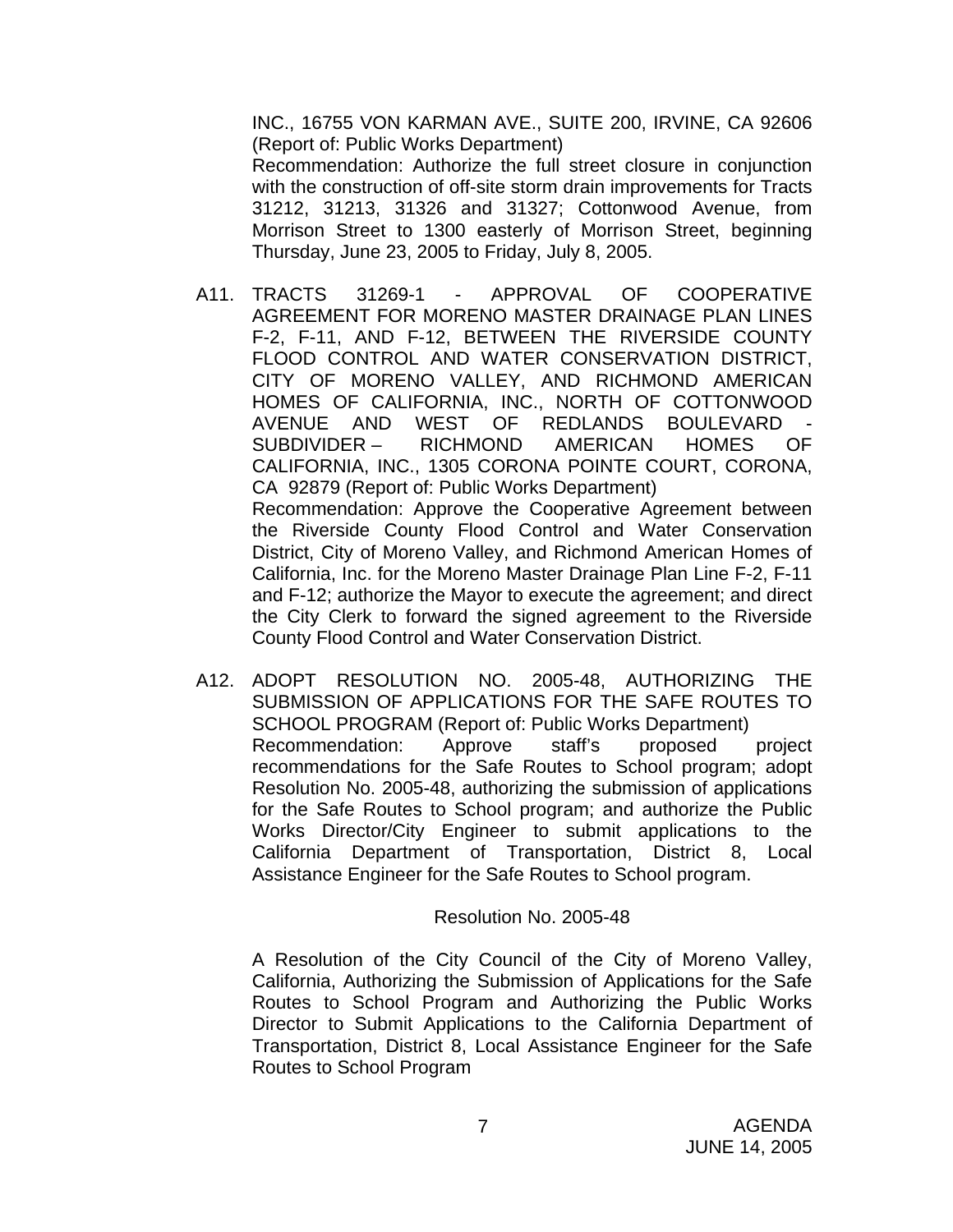INC., 16755 VON KARMAN AVE., SUITE 200, IRVINE, CA 92606 (Report of: Public Works Department)
Recommendation: Authorize the full street closure in conjunction with the construction of off-site storm drain improvements for Tracts 31212, 31213, 31326 and 31327; Cottonwood Avenue, from Morrison Street to 1300 easterly of Morrison Street, beginning Thursday, June 23, 2005 to Friday, July 8, 2005.

A11. TRACTS 31269-1 - APPROVAL OF COOPERATIVE AGREEMENT FOR MORENO MASTER DRAINAGE PLAN LINES F-2, F-11, AND F-12, BETWEEN THE RIVERSIDE COUNTY FLOOD CONTROL AND WATER CONSERVATION DISTRICT, CITY OF MORENO VALLEY, AND RICHMOND AMERICAN HOMES OF CALIFORNIA, INC., NORTH OF COTTONWOOD AVENUE AND WEST OF REDLANDS BOULEVARD - SUBDIVIDER – RICHMOND AMERICAN HOMES OF CALIFORNIA, INC., 1305 CORONA POINTE COURT, CORONA, CA 92879 (Report of: Public Works Department)
Recommendation: Approve the Cooperative Agreement between the Riverside County Flood Control and Water Conservation District, City of Moreno Valley, and Richmond American Homes of California, Inc. for the Moreno Master Drainage Plan Line F-2, F-11 and F-12; authorize the Mayor to execute the agreement; and direct the City Clerk to forward the signed agreement to the Riverside County Flood Control and Water Conservation District.

A12. ADOPT RESOLUTION NO. 2005-48, AUTHORIZING THE SUBMISSION OF APPLICATIONS FOR THE SAFE ROUTES TO SCHOOL PROGRAM (Report of: Public Works Department)
Recommendation: Approve staff's proposed project recommendations for the Safe Routes to School program; adopt Resolution No. 2005-48, authorizing the submission of applications for the Safe Routes to School program; and authorize the Public Works Director/City Engineer to submit applications to the California Department of Transportation, District 8, Local Assistance Engineer for the Safe Routes to School program.

Resolution No. 2005-48

A Resolution of the City Council of the City of Moreno Valley, California, Authorizing the Submission of Applications for the Safe Routes to School Program and Authorizing the Public Works Director to Submit Applications to the California Department of Transportation, District 8, Local Assistance Engineer for the Safe Routes to School Program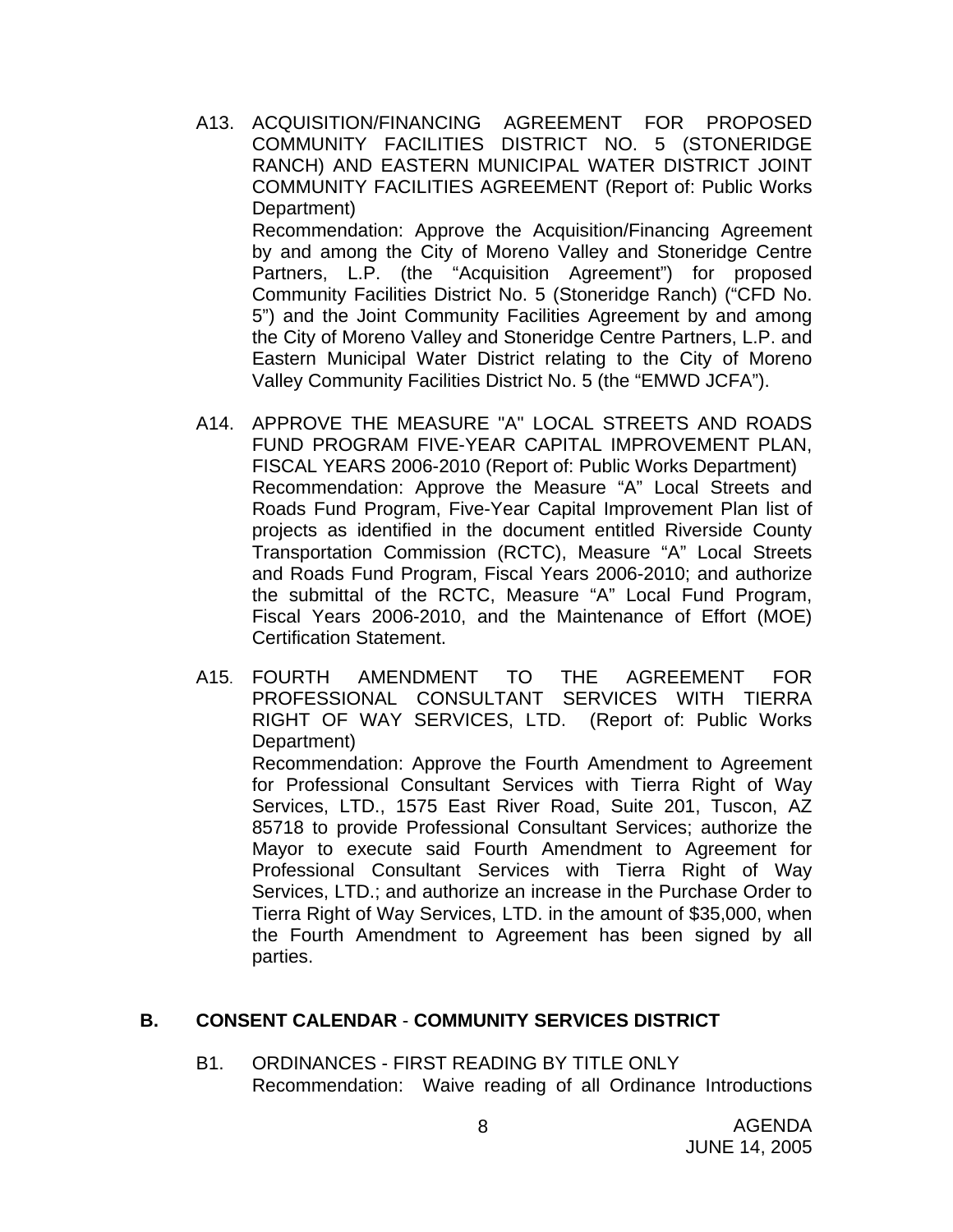A13. ACQUISITION/FINANCING AGREEMENT FOR PROPOSED COMMUNITY FACILITIES DISTRICT NO. 5 (STONERIDGE RANCH) AND EASTERN MUNICIPAL WATER DISTRICT JOINT COMMUNITY FACILITIES AGREEMENT (Report of: Public Works Department)

Recommendation: Approve the Acquisition/Financing Agreement by and among the City of Moreno Valley and Stoneridge Centre Partners, L.P. (the "Acquisition Agreement") for proposed Community Facilities District No. 5 (Stoneridge Ranch) ("CFD No. 5") and the Joint Community Facilities Agreement by and among the City of Moreno Valley and Stoneridge Centre Partners, L.P. and Eastern Municipal Water District relating to the City of Moreno Valley Community Facilities District No. 5 (the "EMWD JCFA").

A14. APPROVE THE MEASURE "A" LOCAL STREETS AND ROADS FUND PROGRAM FIVE-YEAR CAPITAL IMPROVEMENT PLAN, FISCAL YEARS 2006-2010 (Report of: Public Works Department)

Recommendation: Approve the Measure "A" Local Streets and Roads Fund Program, Five-Year Capital Improvement Plan list of projects as identified in the document entitled Riverside County Transportation Commission (RCTC), Measure "A" Local Streets and Roads Fund Program, Fiscal Years 2006-2010; and authorize the submittal of the RCTC, Measure "A" Local Fund Program, Fiscal Years 2006-2010, and the Maintenance of Effort (MOE) Certification Statement.

A15. FOURTH AMENDMENT TO THE AGREEMENT FOR PROFESSIONAL CONSULTANT SERVICES WITH TIERRA RIGHT OF WAY SERVICES, LTD. (Report of: Public Works Department)

Recommendation: Approve the Fourth Amendment to Agreement for Professional Consultant Services with Tierra Right of Way Services, LTD., 1575 East River Road, Suite 201, Tuscon, AZ 85718 to provide Professional Consultant Services; authorize the Mayor to execute said Fourth Amendment to Agreement for Professional Consultant Services with Tierra Right of Way Services, LTD.; and authorize an increase in the Purchase Order to Tierra Right of Way Services, LTD. in the amount of $35,000, when the Fourth Amendment to Agreement has been signed by all parties.

## B. CONSENT CALENDAR - COMMUNITY SERVICES DISTRICT

B1. ORDINANCES - FIRST READING BY TITLE ONLY

Recommendation: Waive reading of all Ordinance Introductions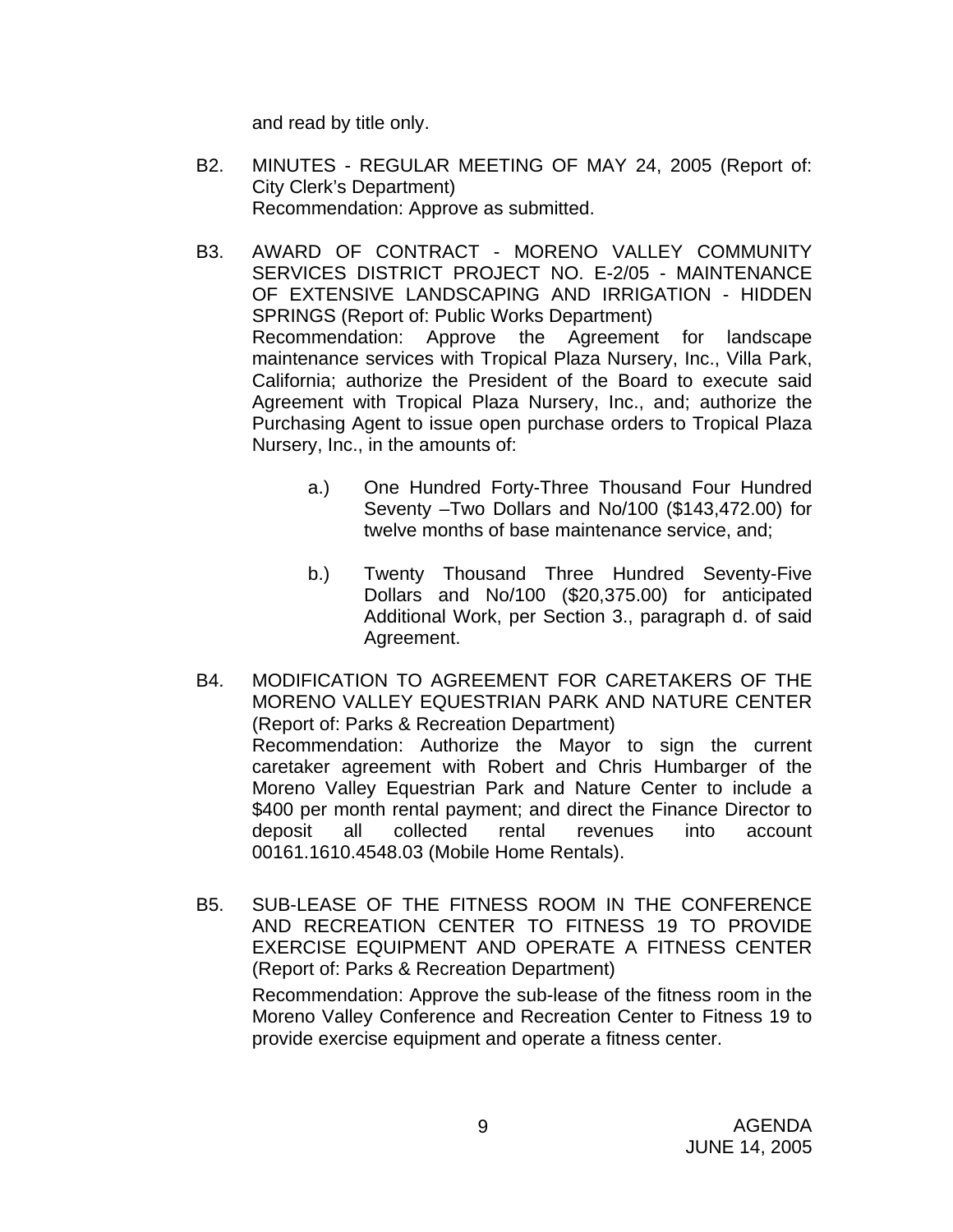and read by title only.

B2. MINUTES - REGULAR MEETING OF MAY 24, 2005 (Report of: City Clerk's Department)
Recommendation: Approve as submitted.

B3. AWARD OF CONTRACT - MORENO VALLEY COMMUNITY SERVICES DISTRICT PROJECT NO. E-2/05 - MAINTENANCE OF EXTENSIVE LANDSCAPING AND IRRIGATION - HIDDEN SPRINGS (Report of: Public Works Department)
Recommendation: Approve the Agreement for landscape maintenance services with Tropical Plaza Nursery, Inc., Villa Park, California; authorize the President of the Board to execute said Agreement with Tropical Plaza Nursery, Inc., and; authorize the Purchasing Agent to issue open purchase orders to Tropical Plaza Nursery, Inc., in the amounts of:

a.) One Hundred Forty-Three Thousand Four Hundred Seventy –Two Dollars and No/100 ($143,472.00) for twelve months of base maintenance service, and;

b.) Twenty Thousand Three Hundred Seventy-Five Dollars and No/100 ($20,375.00) for anticipated Additional Work, per Section 3., paragraph d. of said Agreement.

B4. MODIFICATION TO AGREEMENT FOR CARETAKERS OF THE MORENO VALLEY EQUESTRIAN PARK AND NATURE CENTER (Report of: Parks & Recreation Department)
Recommendation: Authorize the Mayor to sign the current caretaker agreement with Robert and Chris Humbarger of the Moreno Valley Equestrian Park and Nature Center to include a $400 per month rental payment; and direct the Finance Director to deposit all collected rental revenues into account 00161.1610.4548.03 (Mobile Home Rentals).

B5. SUB-LEASE OF THE FITNESS ROOM IN THE CONFERENCE AND RECREATION CENTER TO FITNESS 19 TO PROVIDE EXERCISE EQUIPMENT AND OPERATE A FITNESS CENTER (Report of: Parks & Recreation Department)
Recommendation: Approve the sub-lease of the fitness room in the Moreno Valley Conference and Recreation Center to Fitness 19 to provide exercise equipment and operate a fitness center.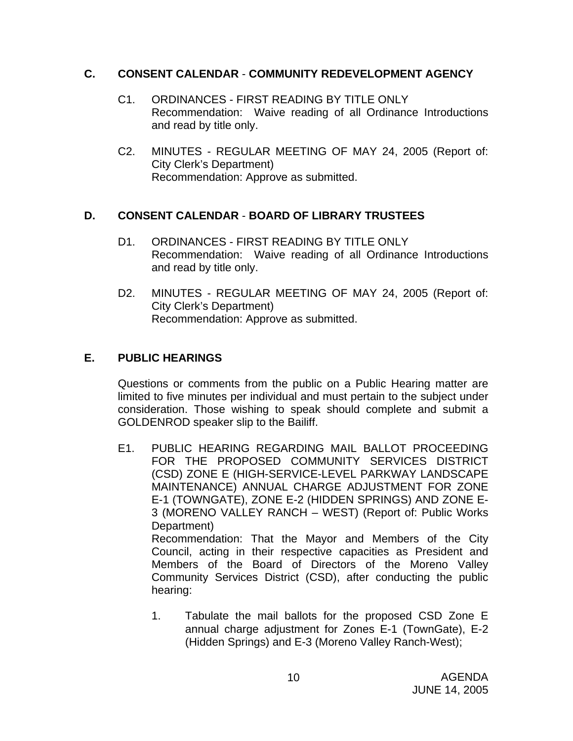## C. CONSENT CALENDAR - COMMUNITY REDEVELOPMENT AGENCY

C1. ORDINANCES - FIRST READING BY TITLE ONLY
Recommendation: Waive reading of all Ordinance Introductions and read by title only.

C2. MINUTES - REGULAR MEETING OF MAY 24, 2005 (Report of: City Clerk's Department)
Recommendation: Approve as submitted.

## D. CONSENT CALENDAR - BOARD OF LIBRARY TRUSTEES

D1. ORDINANCES - FIRST READING BY TITLE ONLY
Recommendation: Waive reading of all Ordinance Introductions and read by title only.

D2. MINUTES - REGULAR MEETING OF MAY 24, 2005 (Report of: City Clerk's Department)
Recommendation: Approve as submitted.

## E. PUBLIC HEARINGS

Questions or comments from the public on a Public Hearing matter are limited to five minutes per individual and must pertain to the subject under consideration. Those wishing to speak should complete and submit a GOLDENROD speaker slip to the Bailiff.

E1. PUBLIC HEARING REGARDING MAIL BALLOT PROCEEDING FOR THE PROPOSED COMMUNITY SERVICES DISTRICT (CSD) ZONE E (HIGH-SERVICE-LEVEL PARKWAY LANDSCAPE MAINTENANCE) ANNUAL CHARGE ADJUSTMENT FOR ZONE E-1 (TOWNGATE), ZONE E-2 (HIDDEN SPRINGS) AND ZONE E-3 (MORENO VALLEY RANCH – WEST) (Report of: Public Works Department)
Recommendation: That the Mayor and Members of the City Council, acting in their respective capacities as President and Members of the Board of Directors of the Moreno Valley Community Services District (CSD), after conducting the public hearing:

1. Tabulate the mail ballots for the proposed CSD Zone E annual charge adjustment for Zones E-1 (TownGate), E-2 (Hidden Springs) and E-3 (Moreno Valley Ranch-West);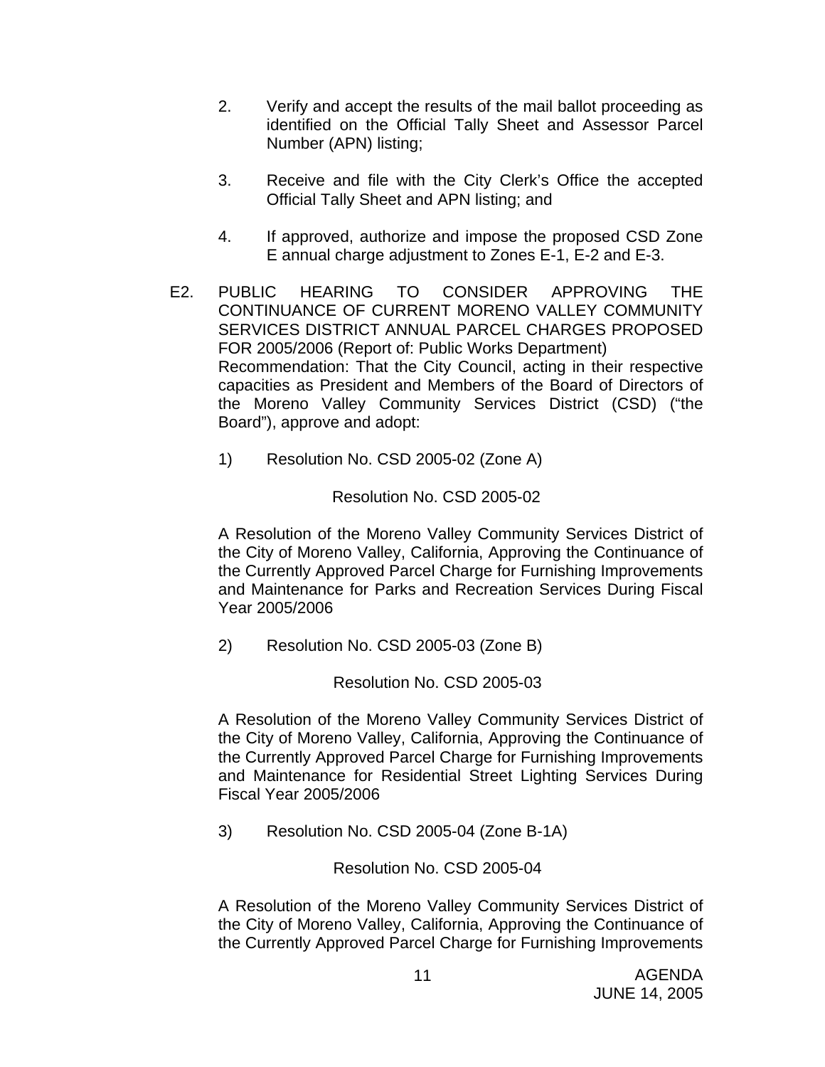2. Verify and accept the results of the mail ballot proceeding as identified on the Official Tally Sheet and Assessor Parcel Number (APN) listing;

3. Receive and file with the City Clerk's Office the accepted Official Tally Sheet and APN listing; and

4. If approved, authorize and impose the proposed CSD Zone E annual charge adjustment to Zones E-1, E-2 and E-3.

E2. PUBLIC HEARING TO CONSIDER APPROVING THE CONTINUANCE OF CURRENT MORENO VALLEY COMMUNITY SERVICES DISTRICT ANNUAL PARCEL CHARGES PROPOSED FOR 2005/2006 (Report of: Public Works Department)
Recommendation: That the City Council, acting in their respective capacities as President and Members of the Board of Directors of the Moreno Valley Community Services District (CSD) ("the Board"), approve and adopt:

1) Resolution No. CSD 2005-02 (Zone A)

Resolution No. CSD 2005-02

A Resolution of the Moreno Valley Community Services District of the City of Moreno Valley, California, Approving the Continuance of the Currently Approved Parcel Charge for Furnishing Improvements and Maintenance for Parks and Recreation Services During Fiscal Year 2005/2006

2) Resolution No. CSD 2005-03 (Zone B)

Resolution No. CSD 2005-03

A Resolution of the Moreno Valley Community Services District of the City of Moreno Valley, California, Approving the Continuance of the Currently Approved Parcel Charge for Furnishing Improvements and Maintenance for Residential Street Lighting Services During Fiscal Year 2005/2006

3) Resolution No. CSD 2005-04 (Zone B-1A)

Resolution No. CSD 2005-04

A Resolution of the Moreno Valley Community Services District of the City of Moreno Valley, California, Approving the Continuance of the Currently Approved Parcel Charge for Furnishing Improvements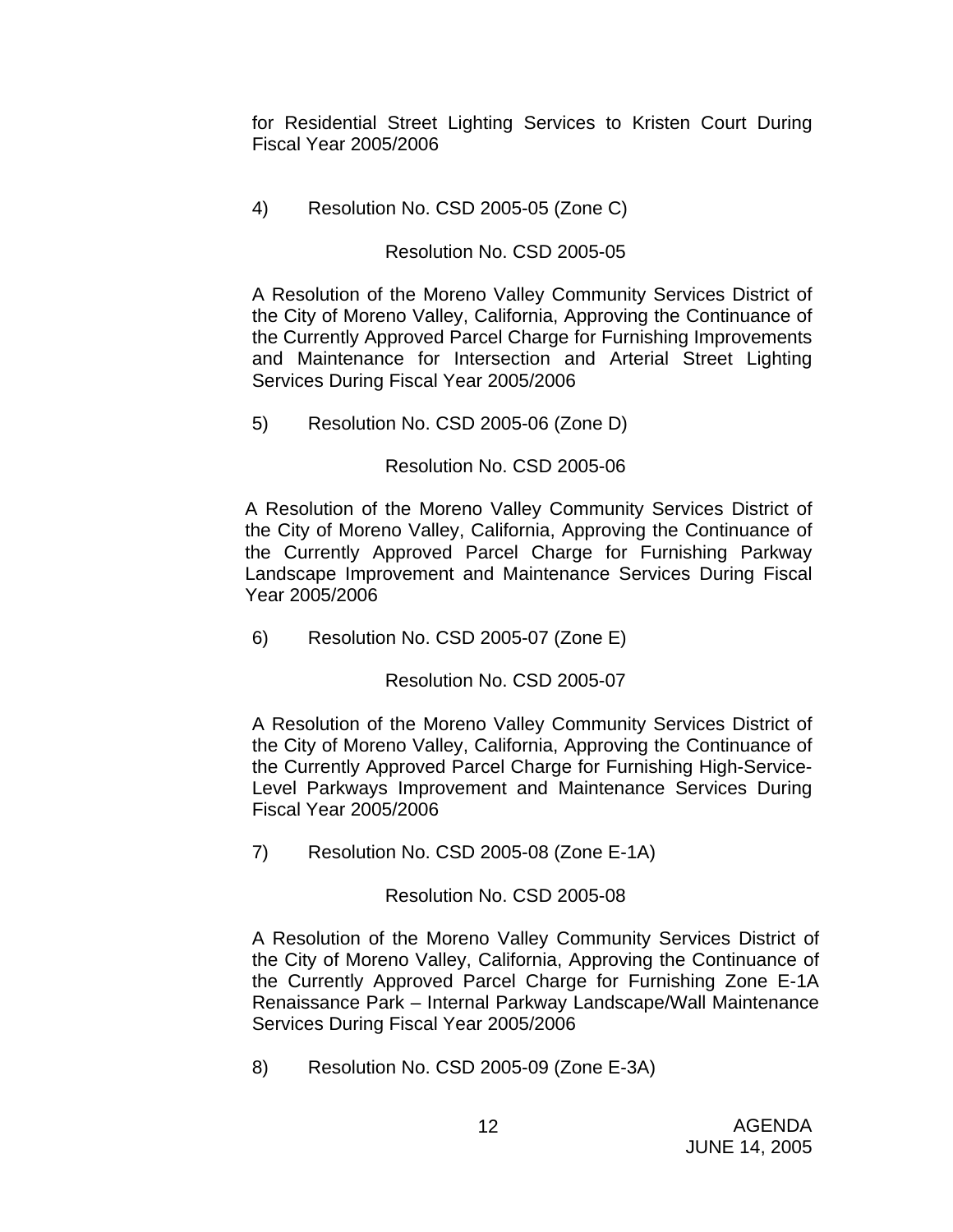for Residential Street Lighting Services to Kristen Court During Fiscal Year 2005/2006

4) Resolution No. CSD 2005-05 (Zone C)

Resolution No. CSD 2005-05

A Resolution of the Moreno Valley Community Services District of the City of Moreno Valley, California, Approving the Continuance of the Currently Approved Parcel Charge for Furnishing Improvements and Maintenance for Intersection and Arterial Street Lighting Services During Fiscal Year 2005/2006

5) Resolution No. CSD 2005-06 (Zone D)

Resolution No. CSD 2005-06

A Resolution of the Moreno Valley Community Services District of the City of Moreno Valley, California, Approving the Continuance of the Currently Approved Parcel Charge for Furnishing Parkway Landscape Improvement and Maintenance Services During Fiscal Year 2005/2006

6) Resolution No. CSD 2005-07 (Zone E)

Resolution No. CSD 2005-07

A Resolution of the Moreno Valley Community Services District of the City of Moreno Valley, California, Approving the Continuance of the Currently Approved Parcel Charge for Furnishing High-Service-Level Parkways Improvement and Maintenance Services During Fiscal Year 2005/2006

7) Resolution No. CSD 2005-08 (Zone E-1A)

Resolution No. CSD 2005-08

A Resolution of the Moreno Valley Community Services District of the City of Moreno Valley, California, Approving the Continuance of the Currently Approved Parcel Charge for Furnishing Zone E-1A Renaissance Park – Internal Parkway Landscape/Wall Maintenance Services During Fiscal Year 2005/2006

8) Resolution No. CSD 2005-09 (Zone E-3A)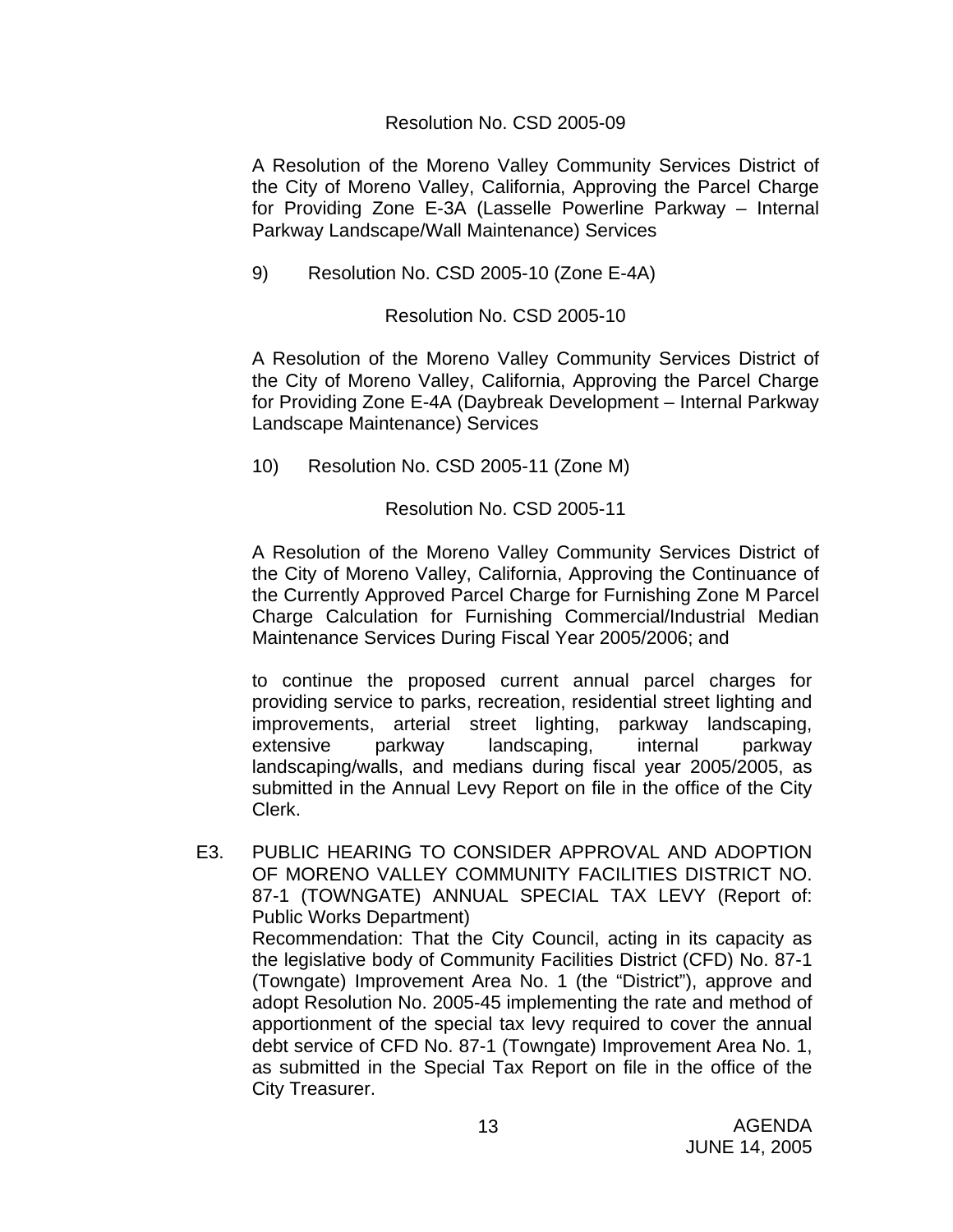Resolution No. CSD 2005-09

A Resolution of the Moreno Valley Community Services District of the City of Moreno Valley, California, Approving the Parcel Charge for Providing Zone E-3A (Lasselle Powerline Parkway – Internal Parkway Landscape/Wall Maintenance) Services

9) Resolution No. CSD 2005-10 (Zone E-4A)

Resolution No. CSD 2005-10

A Resolution of the Moreno Valley Community Services District of the City of Moreno Valley, California, Approving the Parcel Charge for Providing Zone E-4A (Daybreak Development – Internal Parkway Landscape Maintenance) Services

10) Resolution No. CSD 2005-11 (Zone M)

Resolution No. CSD 2005-11

A Resolution of the Moreno Valley Community Services District of the City of Moreno Valley, California, Approving the Continuance of the Currently Approved Parcel Charge for Furnishing Zone M Parcel Charge Calculation for Furnishing Commercial/Industrial Median Maintenance Services During Fiscal Year 2005/2006; and

to continue the proposed current annual parcel charges for providing service to parks, recreation, residential street lighting and improvements, arterial street lighting, parkway landscaping, extensive parkway landscaping, internal parkway landscaping/walls, and medians during fiscal year 2005/2005, as submitted in the Annual Levy Report on file in the office of the City Clerk.

E3. PUBLIC HEARING TO CONSIDER APPROVAL AND ADOPTION OF MORENO VALLEY COMMUNITY FACILITIES DISTRICT NO. 87-1 (TOWNGATE) ANNUAL SPECIAL TAX LEVY (Report of: Public Works Department)
Recommendation: That the City Council, acting in its capacity as the legislative body of Community Facilities District (CFD) No. 87-1 (Towngate) Improvement Area No. 1 (the "District"), approve and adopt Resolution No. 2005-45 implementing the rate and method of apportionment of the special tax levy required to cover the annual debt service of CFD No. 87-1 (Towngate) Improvement Area No. 1, as submitted in the Special Tax Report on file in the office of the City Treasurer.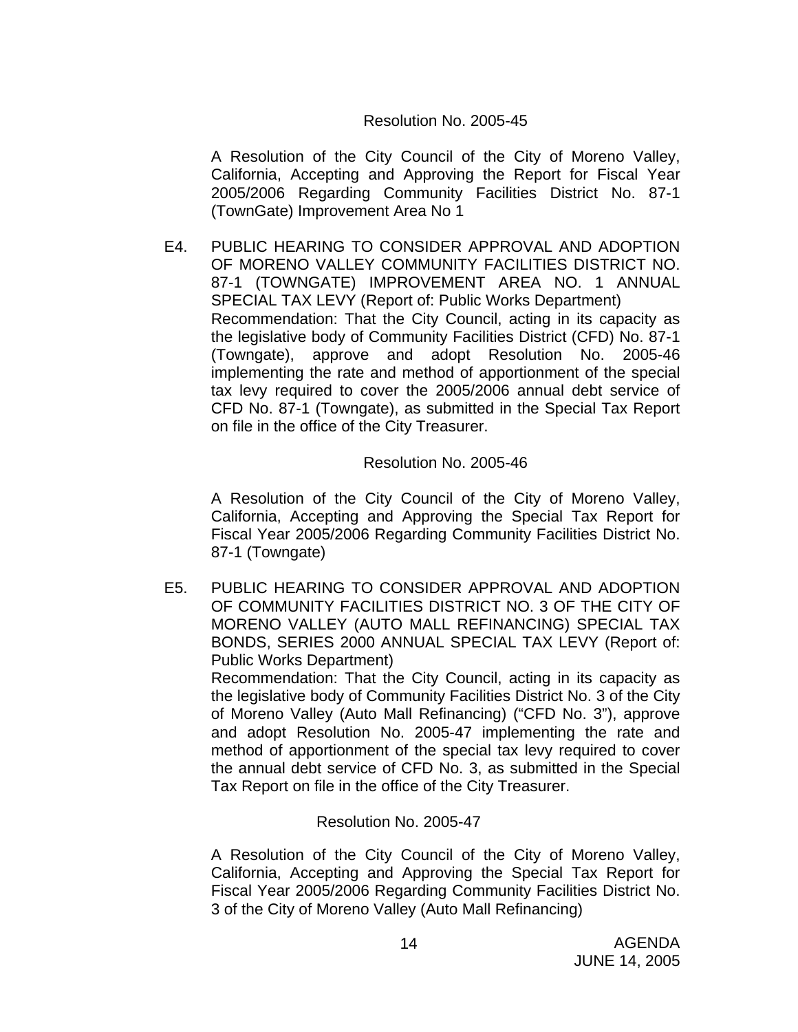Resolution No. 2005-45

A Resolution of the City Council of the City of Moreno Valley, California, Accepting and Approving the Report for Fiscal Year 2005/2006 Regarding Community Facilities District No. 87-1 (TownGate) Improvement Area No 1

E4. PUBLIC HEARING TO CONSIDER APPROVAL AND ADOPTION OF MORENO VALLEY COMMUNITY FACILITIES DISTRICT NO. 87-1 (TOWNGATE) IMPROVEMENT AREA NO. 1 ANNUAL SPECIAL TAX LEVY (Report of: Public Works Department)
Recommendation: That the City Council, acting in its capacity as the legislative body of Community Facilities District (CFD) No. 87-1 (Towngate), approve and adopt Resolution No. 2005-46 implementing the rate and method of apportionment of the special tax levy required to cover the 2005/2006 annual debt service of CFD No. 87-1 (Towngate), as submitted in the Special Tax Report on file in the office of the City Treasurer.

Resolution No. 2005-46

A Resolution of the City Council of the City of Moreno Valley, California, Accepting and Approving the Special Tax Report for Fiscal Year 2005/2006 Regarding Community Facilities District No. 87-1 (Towngate)

E5. PUBLIC HEARING TO CONSIDER APPROVAL AND ADOPTION OF COMMUNITY FACILITIES DISTRICT NO. 3 OF THE CITY OF MORENO VALLEY (AUTO MALL REFINANCING) SPECIAL TAX BONDS, SERIES 2000 ANNUAL SPECIAL TAX LEVY (Report of: Public Works Department)
Recommendation: That the City Council, acting in its capacity as the legislative body of Community Facilities District No. 3 of the City of Moreno Valley (Auto Mall Refinancing) ("CFD No. 3"), approve and adopt Resolution No. 2005-47 implementing the rate and method of apportionment of the special tax levy required to cover the annual debt service of CFD No. 3, as submitted in the Special Tax Report on file in the office of the City Treasurer.

Resolution No. 2005-47

A Resolution of the City Council of the City of Moreno Valley, California, Accepting and Approving the Special Tax Report for Fiscal Year 2005/2006 Regarding Community Facilities District No. 3 of the City of Moreno Valley (Auto Mall Refinancing)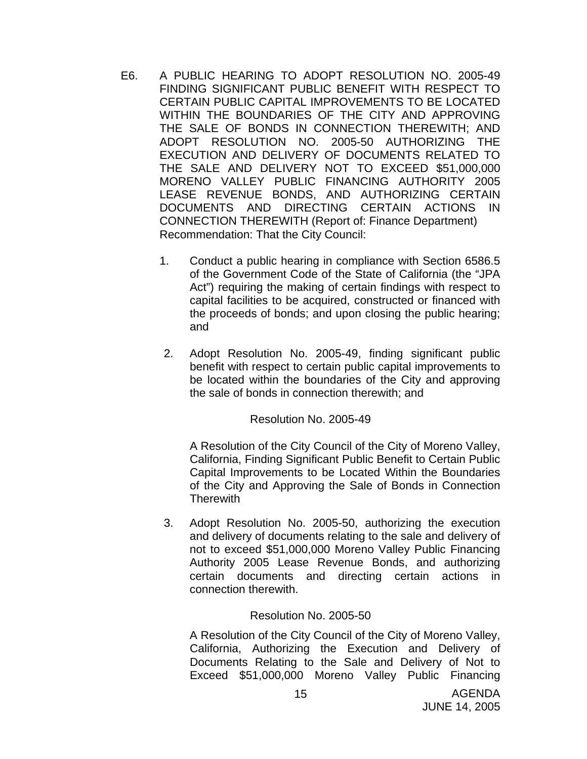E6. A PUBLIC HEARING TO ADOPT RESOLUTION NO. 2005-49 FINDING SIGNIFICANT PUBLIC BENEFIT WITH RESPECT TO CERTAIN PUBLIC CAPITAL IMPROVEMENTS TO BE LOCATED WITHIN THE BOUNDARIES OF THE CITY AND APPROVING THE SALE OF BONDS IN CONNECTION THEREWITH; AND ADOPT RESOLUTION NO. 2005-50 AUTHORIZING THE EXECUTION AND DELIVERY OF DOCUMENTS RELATED TO THE SALE AND DELIVERY NOT TO EXCEED $51,000,000 MORENO VALLEY PUBLIC FINANCING AUTHORITY 2005 LEASE REVENUE BONDS, AND AUTHORIZING CERTAIN DOCUMENTS AND DIRECTING CERTAIN ACTIONS IN CONNECTION THEREWITH (Report of: Finance Department)
Recommendation: That the City Council:

1. Conduct a public hearing in compliance with Section 6586.5 of the Government Code of the State of California (the "JPA Act") requiring the making of certain findings with respect to capital facilities to be acquired, constructed or financed with the proceeds of bonds; and upon closing the public hearing; and

2. Adopt Resolution No. 2005-49, finding significant public benefit with respect to certain public capital improvements to be located within the boundaries of the City and approving the sale of bonds in connection therewith; and

   Resolution No. 2005-49

   A Resolution of the City Council of the City of Moreno Valley, California, Finding Significant Public Benefit to Certain Public Capital Improvements to be Located Within the Boundaries of the City and Approving the Sale of Bonds in Connection Therewith

3. Adopt Resolution No. 2005-50, authorizing the execution and delivery of documents relating to the sale and delivery of not to exceed $51,000,000 Moreno Valley Public Financing Authority 2005 Lease Revenue Bonds, and authorizing certain documents and directing certain actions in connection therewith.

   Resolution No. 2005-50

   A Resolution of the City Council of the City of Moreno Valley, California, Authorizing the Execution and Delivery of Documents Relating to the Sale and Delivery of Not to Exceed $51,000,000 Moreno Valley Public Financing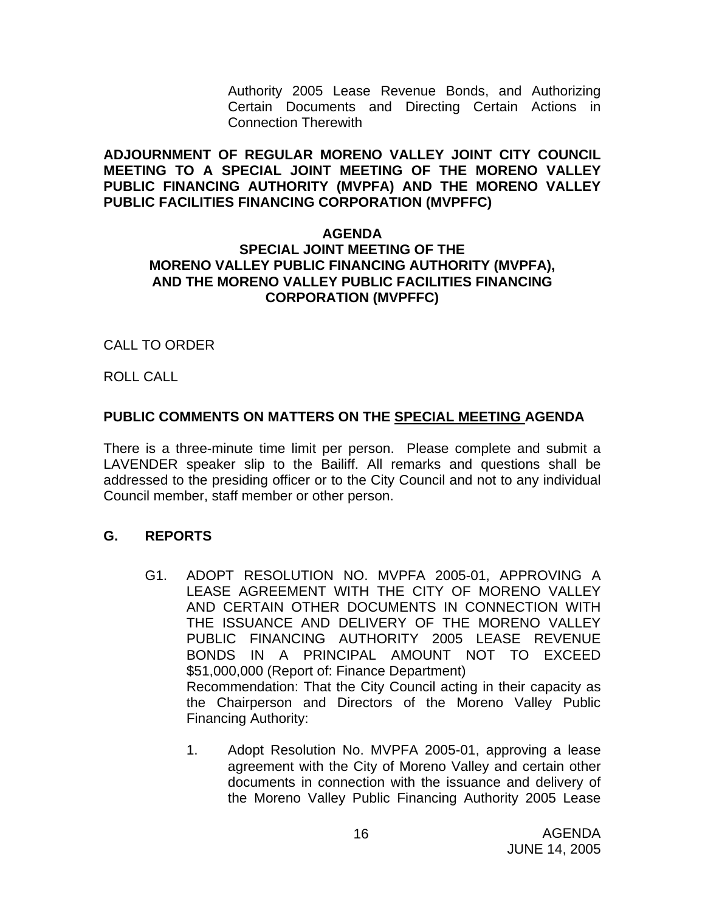Authority 2005 Lease Revenue Bonds, and Authorizing Certain Documents and Directing Certain Actions in Connection Therewith

**ADJOURNMENT OF REGULAR MORENO VALLEY JOINT CITY COUNCIL MEETING TO A SPECIAL JOINT MEETING OF THE MORENO VALLEY PUBLIC FINANCING AUTHORITY (MVPFA) AND THE MORENO VALLEY PUBLIC FACILITIES FINANCING CORPORATION (MVPFFC)**

**AGENDA**
**SPECIAL JOINT MEETING OF THE**
**MORENO VALLEY PUBLIC FINANCING AUTHORITY (MVPFA),**
**AND THE MORENO VALLEY PUBLIC FACILITIES FINANCING CORPORATION (MVPFFC)**

CALL TO ORDER

ROLL CALL

**PUBLIC COMMENTS ON MATTERS ON THE SPECIAL MEETING AGENDA**

There is a three-minute time limit per person. Please complete and submit a LAVENDER speaker slip to the Bailiff. All remarks and questions shall be addressed to the presiding officer or to the City Council and not to any individual Council member, staff member or other person.

## G. REPORTS

G1. ADOPT RESOLUTION NO. MVPFA 2005-01, APPROVING A LEASE AGREEMENT WITH THE CITY OF MORENO VALLEY AND CERTAIN OTHER DOCUMENTS IN CONNECTION WITH THE ISSUANCE AND DELIVERY OF THE MORENO VALLEY PUBLIC FINANCING AUTHORITY 2005 LEASE REVENUE BONDS IN A PRINCIPAL AMOUNT NOT TO EXCEED $51,000,000 (Report of: Finance Department)
Recommendation: That the City Council acting in their capacity as the Chairperson and Directors of the Moreno Valley Public Financing Authority:

1. Adopt Resolution No. MVPFA 2005-01, approving a lease agreement with the City of Moreno Valley and certain other documents in connection with the issuance and delivery of the Moreno Valley Public Financing Authority 2005 Lease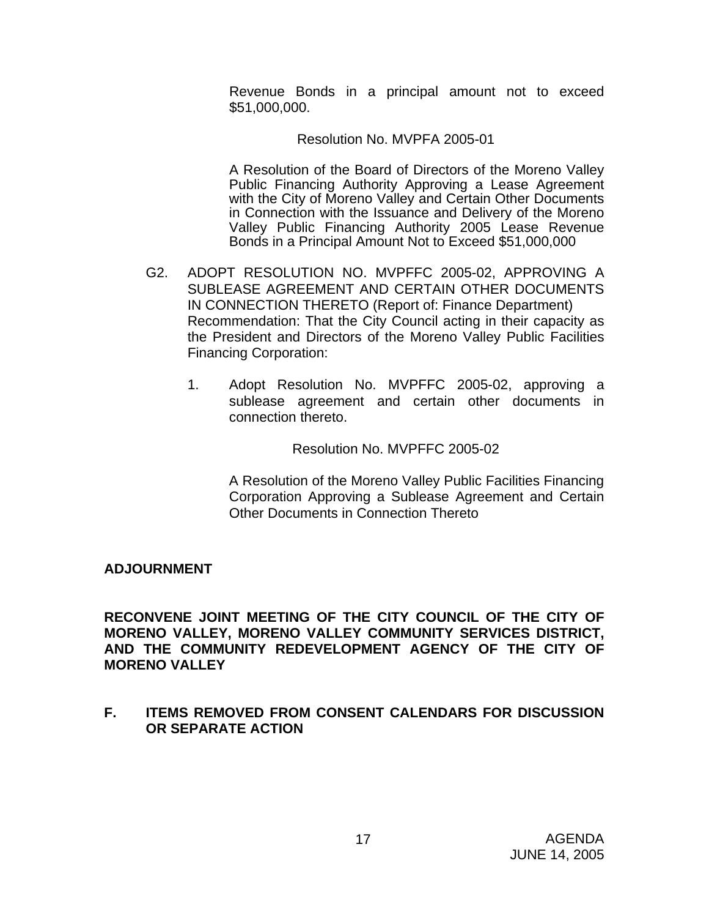Revenue Bonds in a principal amount not to exceed $51,000,000.

Resolution No. MVPFA 2005-01

A Resolution of the Board of Directors of the Moreno Valley Public Financing Authority Approving a Lease Agreement with the City of Moreno Valley and Certain Other Documents in Connection with the Issuance and Delivery of the Moreno Valley Public Financing Authority 2005 Lease Revenue Bonds in a Principal Amount Not to Exceed $51,000,000

G2. ADOPT RESOLUTION NO. MVPFFC 2005-02, APPROVING A SUBLEASE AGREEMENT AND CERTAIN OTHER DOCUMENTS IN CONNECTION THERETO (Report of: Finance Department)
Recommendation: That the City Council acting in their capacity as the President and Directors of the Moreno Valley Public Facilities Financing Corporation:

1. Adopt Resolution No. MVPFFC 2005-02, approving a sublease agreement and certain other documents in connection thereto.

Resolution No. MVPFFC 2005-02

A Resolution of the Moreno Valley Public Facilities Financing Corporation Approving a Sublease Agreement and Certain Other Documents in Connection Thereto

**ADJOURNMENT**

**RECONVENE JOINT MEETING OF THE CITY COUNCIL OF THE CITY OF MORENO VALLEY, MORENO VALLEY COMMUNITY SERVICES DISTRICT, AND THE COMMUNITY REDEVELOPMENT AGENCY OF THE CITY OF MORENO VALLEY**

**F. ITEMS REMOVED FROM CONSENT CALENDARS FOR DISCUSSION OR SEPARATE ACTION**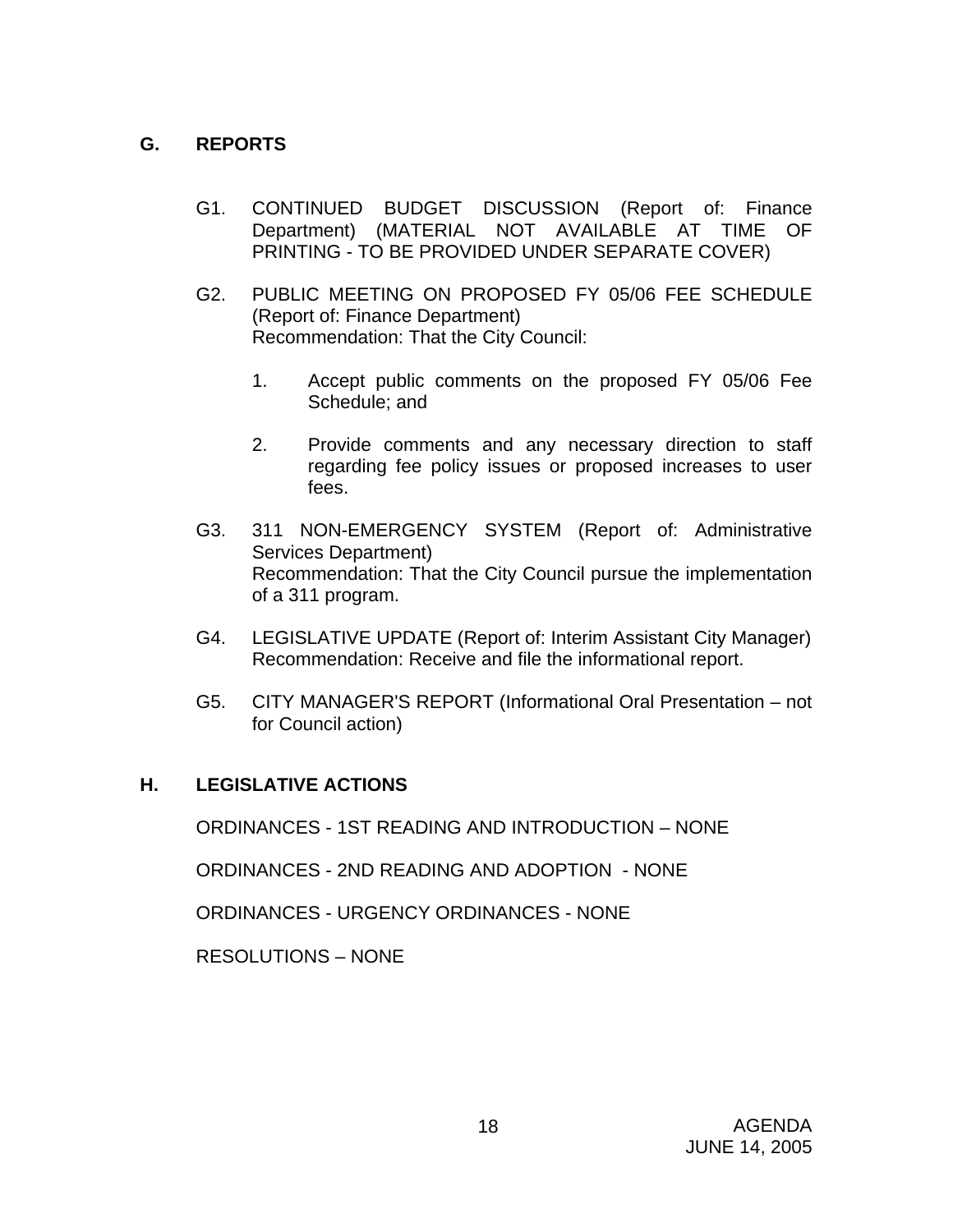## G. REPORTS

G1. CONTINUED BUDGET DISCUSSION (Report of: Finance Department) (MATERIAL NOT AVAILABLE AT TIME OF PRINTING - TO BE PROVIDED UNDER SEPARATE COVER)

G2. PUBLIC MEETING ON PROPOSED FY 05/06 FEE SCHEDULE (Report of: Finance Department)
Recommendation: That the City Council:

1. Accept public comments on the proposed FY 05/06 Fee Schedule; and

2. Provide comments and any necessary direction to staff regarding fee policy issues or proposed increases to user fees.

G3. 311 NON-EMERGENCY SYSTEM (Report of: Administrative Services Department)
Recommendation: That the City Council pursue the implementation of a 311 program.

G4. LEGISLATIVE UPDATE (Report of: Interim Assistant City Manager)
Recommendation: Receive and file the informational report.

G5. CITY MANAGER'S REPORT (Informational Oral Presentation – not for Council action)

## H. LEGISLATIVE ACTIONS

ORDINANCES - 1ST READING AND INTRODUCTION – NONE

ORDINANCES - 2ND READING AND ADOPTION - NONE

ORDINANCES - URGENCY ORDINANCES - NONE

RESOLUTIONS – NONE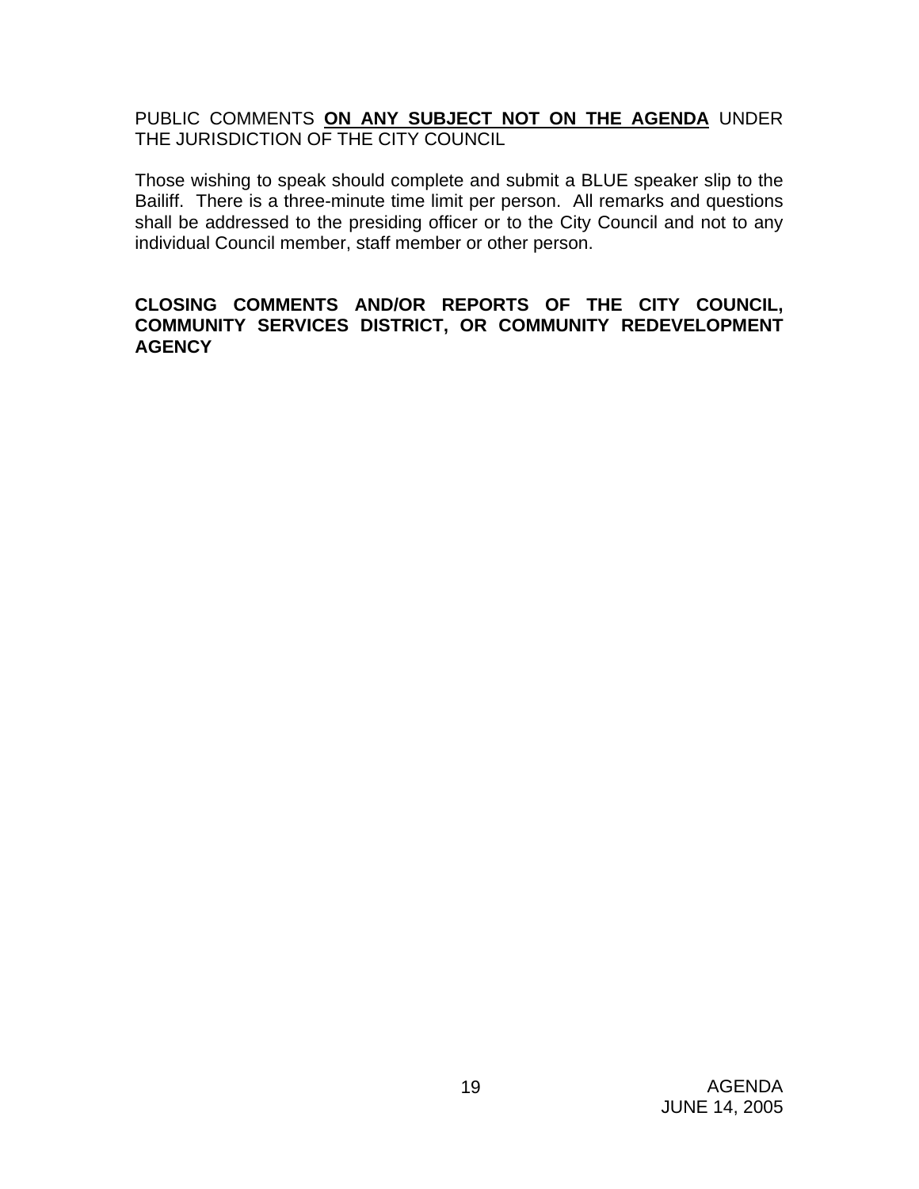PUBLIC COMMENTS **<u>ON ANY SUBJECT NOT ON THE AGENDA</u>** UNDER THE JURISDICTION OF THE CITY COUNCIL

Those wishing to speak should complete and submit a BLUE speaker slip to the Bailiff. There is a three-minute time limit per person. All remarks and questions shall be addressed to the presiding officer or to the City Council and not to any individual Council member, staff member or other person.

**CLOSING COMMENTS AND/OR REPORTS OF THE CITY COUNCIL, COMMUNITY SERVICES DISTRICT, OR COMMUNITY REDEVELOPMENT AGENCY**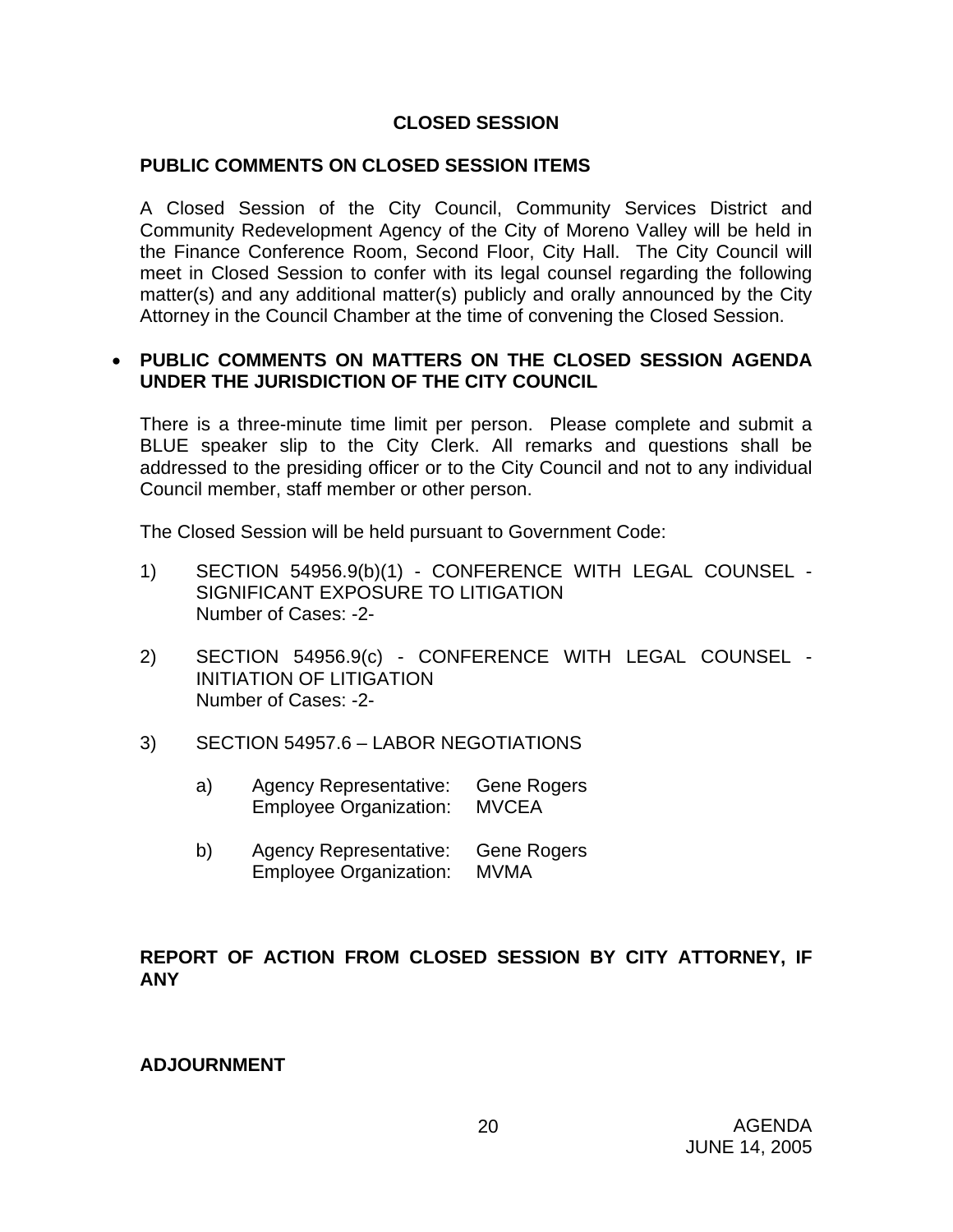## CLOSED SESSION

**PUBLIC COMMENTS ON CLOSED SESSION ITEMS**

A Closed Session of the City Council, Community Services District and Community Redevelopment Agency of the City of Moreno Valley will be held in the Finance Conference Room, Second Floor, City Hall. The City Council will meet in Closed Session to confer with its legal counsel regarding the following matter(s) and any additional matter(s) publicly and orally announced by the City Attorney in the Council Chamber at the time of convening the Closed Session.

- **PUBLIC COMMENTS ON MATTERS ON THE CLOSED SESSION AGENDA UNDER THE JURISDICTION OF THE CITY COUNCIL**

There is a three-minute time limit per person. Please complete and submit a BLUE speaker slip to the City Clerk. All remarks and questions shall be addressed to the presiding officer or to the City Council and not to any individual Council member, staff member or other person.

The Closed Session will be held pursuant to Government Code:

1) SECTION 54956.9(b)(1) - CONFERENCE WITH LEGAL COUNSEL - SIGNIFICANT EXPOSURE TO LITIGATION
   Number of Cases: -2-

2) SECTION 54956.9(c) - CONFERENCE WITH LEGAL COUNSEL - INITIATION OF LITIGATION
   Number of Cases: -2-

3) SECTION 54957.6 – LABOR NEGOTIATIONS

   a) Agency Representative: Gene Rogers
      Employee Organization: MVCEA

   b) Agency Representative: Gene Rogers
      Employee Organization: MVMA

**REPORT OF ACTION FROM CLOSED SESSION BY CITY ATTORNEY, IF ANY**

**ADJOURNMENT**